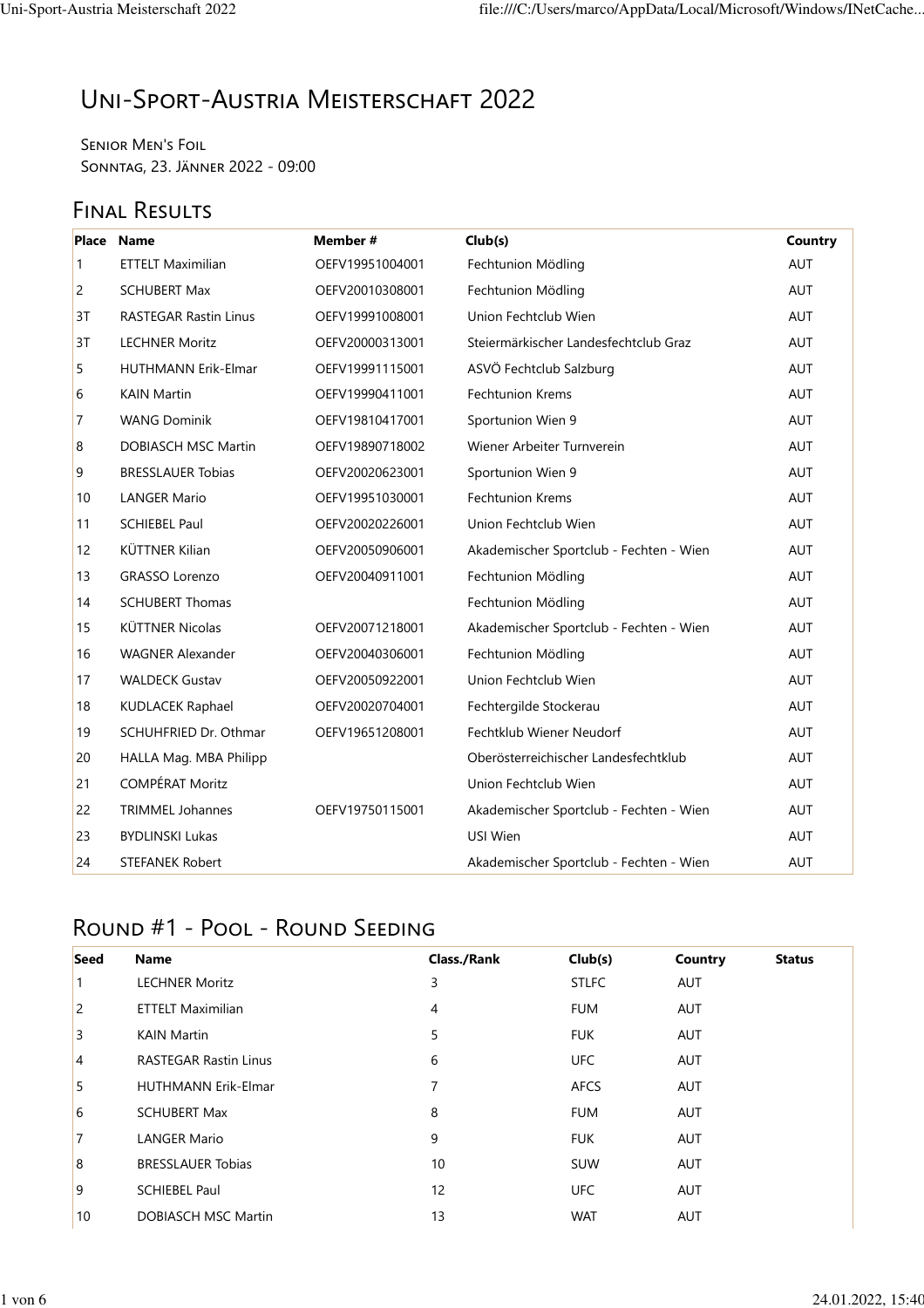# Uni-Sport-Austria Meisterschaft 2022

Senior Men's Foil
Sonntag, 23. Jänner 2022 - 09:00

## Final Results

| Place | Name | Member # | Club(s) | Country |
|---|---|---|---|---|
| 1 | ETTELT Maximilian | OEFV19951004001 | Fechtunion Mödling | AUT |
| 2 | SCHUBERT Max | OEFV20010308001 | Fechtunion Mödling | AUT |
| 3T | RASTEGAR Rastin Linus | OEFV19991008001 | Union Fechtclub Wien | AUT |
| 3T | LECHNER Moritz | OEFV20000313001 | Steiermärkischer Landesfechtclub Graz | AUT |
| 5 | HUTHMANN Erik-Elmar | OEFV19991115001 | ASVÖ Fechtclub Salzburg | AUT |
| 6 | KAIN Martin | OEFV19990411001 | Fechtunion Krems | AUT |
| 7 | WANG Dominik | OEFV19810417001 | Sportunion Wien 9 | AUT |
| 8 | DOBIASCH MSC Martin | OEFV19890718002 | Wiener Arbeiter Turnverein | AUT |
| 9 | BRESSLAUER Tobias | OEFV20020623001 | Sportunion Wien 9 | AUT |
| 10 | LANGER Mario | OEFV19951030001 | Fechtunion Krems | AUT |
| 11 | SCHIEBEL Paul | OEFV20020226001 | Union Fechtclub Wien | AUT |
| 12 | KÜTTNER Kilian | OEFV20050906001 | Akademischer Sportclub - Fechten - Wien | AUT |
| 13 | GRASSO Lorenzo | OEFV20040911001 | Fechtunion Mödling | AUT |
| 14 | SCHUBERT Thomas | | Fechtunion Mödling | AUT |
| 15 | KÜTTNER Nicolas | OEFV20071218001 | Akademischer Sportclub - Fechten - Wien | AUT |
| 16 | WAGNER Alexander | OEFV20040306001 | Fechtunion Mödling | AUT |
| 17 | WALDECK Gustav | OEFV20050922001 | Union Fechtclub Wien | AUT |
| 18 | KUDLACEK Raphael | OEFV20020704001 | Fechtergilde Stockerau | AUT |
| 19 | SCHUHFRIED Dr. Othmar | OEFV19651208001 | Fechtklub Wiener Neudorf | AUT |
| 20 | HALLA Mag. MBA Philipp | | Oberösterreichischer Landesfechtklub | AUT |
| 21 | COMPÉRAT Moritz | | Union Fechtclub Wien | AUT |
| 22 | TRIMMEL Johannes | OEFV19750115001 | Akademischer Sportclub - Fechten - Wien | AUT |
| 23 | BYDLINSKI Lukas | | USI Wien | AUT |
| 24 | STEFANEK Robert | | Akademischer Sportclub - Fechten - Wien | AUT |

## Round #1 - Pool - Round Seeding

| Seed | Name | Class./Rank | Club(s) | Country | Status |
|---|---|---|---|---|---|
| 1 | LECHNER Moritz | 3 | STLFC | AUT | |
| 2 | ETTELT Maximilian | 4 | FUM | AUT | |
| 3 | KAIN Martin | 5 | FUK | AUT | |
| 4 | RASTEGAR Rastin Linus | 6 | UFC | AUT | |
| 5 | HUTHMANN Erik-Elmar | 7 | AFCS | AUT | |
| 6 | SCHUBERT Max | 8 | FUM | AUT | |
| 7 | LANGER Mario | 9 | FUK | AUT | |
| 8 | BRESSLAUER Tobias | 10 | SUW | AUT | |
| 9 | SCHIEBEL Paul | 12 | UFC | AUT | |
| 10 | DOBIASCH MSC Martin | 13 | WAT | AUT | |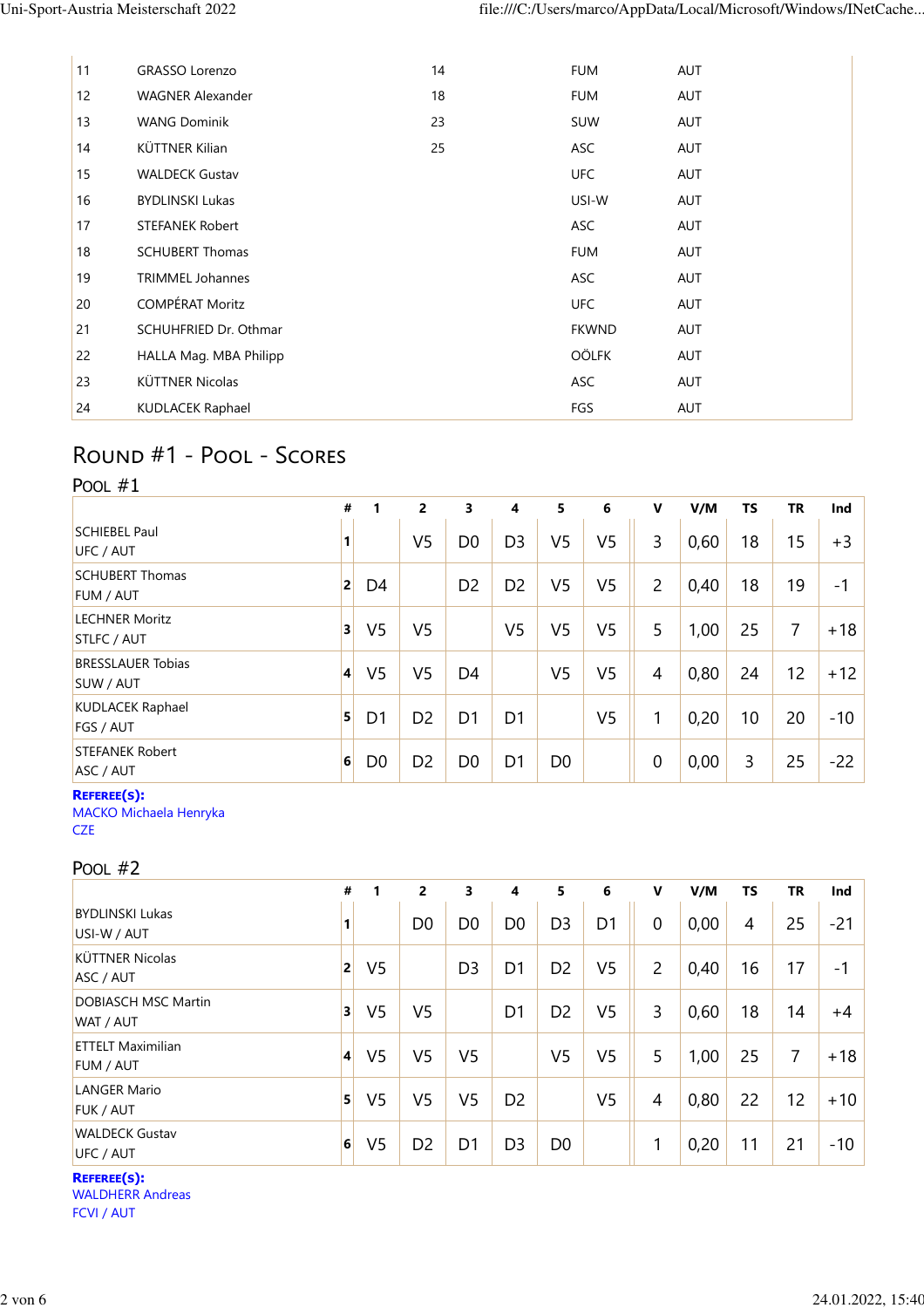| | | | | |
|---|---|---|---|---|
| 11 | GRASSO Lorenzo | 14 | FUM | AUT |
| 12 | WAGNER Alexander | 18 | FUM | AUT |
| 13 | WANG Dominik | 23 | SUW | AUT |
| 14 | KÜTTNER Kilian | 25 | ASC | AUT |
| 15 | WALDECK Gustav | | UFC | AUT |
| 16 | BYDLINSKI Lukas | | USI-W | AUT |
| 17 | STEFANEK Robert | | ASC | AUT |
| 18 | SCHUBERT Thomas | | FUM | AUT |
| 19 | TRIMMEL Johannes | | ASC | AUT |
| 20 | COMPÉRAT Moritz | | UFC | AUT |
| 21 | SCHUHFRIED Dr. Othmar | | FKWND | AUT |
| 22 | HALLA Mag. MBA Philipp | | OÖLFK | AUT |
| 23 | KÜTTNER Nicolas | | ASC | AUT |
| 24 | KUDLACEK Raphael | | FGS | AUT |

## Round #1 - Pool - Scores

### Pool #1

| | # | 1 | 2 | 3 | 4 | 5 | 6 | V | V/M | TS | TR | Ind |
|---|---|---|---|---|---|---|---|---|---|---|---|---|
| SCHIEBEL Paul UFC / AUT | 1 | | V5 | D0 | D3 | V5 | V5 | 3 | 0,60 | 18 | 15 | +3 |
| SCHUBERT Thomas FUM / AUT | 2 | D4 | | D2 | D2 | V5 | V5 | 2 | 0,40 | 18 | 19 | -1 |
| LECHNER Moritz STLFC / AUT | 3 | V5 | V5 | | V5 | V5 | V5 | 5 | 1,00 | 25 | 7 | +18 |
| BRESSLAUER Tobias SUW / AUT | 4 | V5 | V5 | D4 | | V5 | V5 | 4 | 0,80 | 24 | 12 | +12 |
| KUDLACEK Raphael FGS / AUT | 5 | D1 | D2 | D1 | D1 | | V5 | 1 | 0,20 | 10 | 20 | -10 |
| STEFANEK Robert ASC / AUT | 6 | D0 | D2 | D0 | D1 | D0 | | 0 | 0,00 | 3 | 25 | -22 |

**Referee(s):**
MACKO Michaela Henryka
CZE

### Pool #2

| | # | 1 | 2 | 3 | 4 | 5 | 6 | V | V/M | TS | TR | Ind |
|---|---|---|---|---|---|---|---|---|---|---|---|---|
| BYDLINSKI Lukas USI-W / AUT | 1 | | D0 | D0 | D0 | D3 | D1 | 0 | 0,00 | 4 | 25 | -21 |
| KÜTTNER Nicolas ASC / AUT | 2 | V5 | | D3 | D1 | D2 | V5 | 2 | 0,40 | 16 | 17 | -1 |
| DOBIASCH MSC Martin WAT / AUT | 3 | V5 | V5 | | D1 | D2 | V5 | 3 | 0,60 | 18 | 14 | +4 |
| ETTELT Maximilian FUM / AUT | 4 | V5 | V5 | V5 | | V5 | V5 | 5 | 1,00 | 25 | 7 | +18 |
| LANGER Mario FUK / AUT | 5 | V5 | V5 | V5 | D2 | | V5 | 4 | 0,80 | 22 | 12 | +10 |
| WALDECK Gustav UFC / AUT | 6 | V5 | D2 | D1 | D3 | D0 | | 1 | 0,20 | 11 | 21 | -10 |

**Referee(s):**
WALDHERR Andreas
FCVI / AUT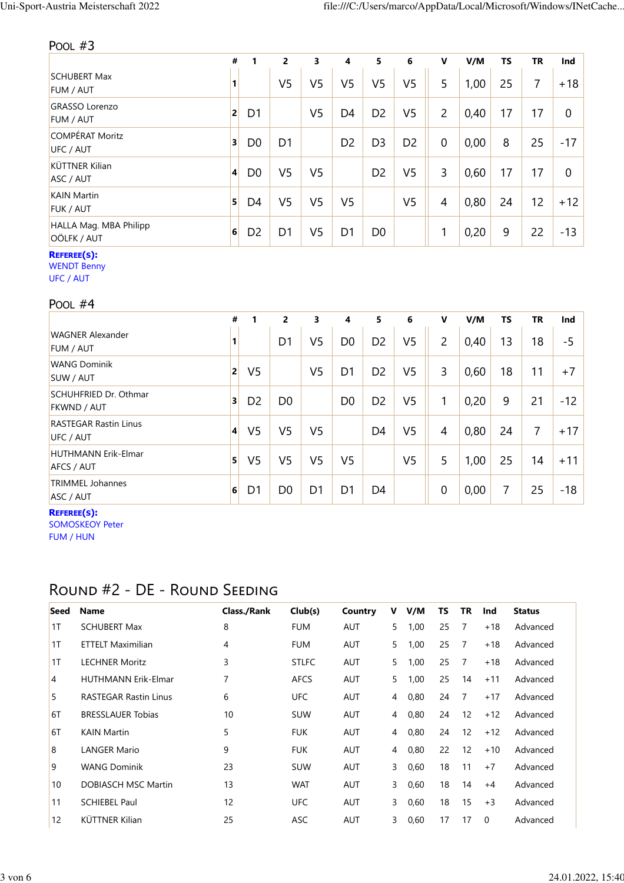## Pool #3

| | # | 1 | 2 | 3 | 4 | 5 | 6 | V | V/M | TS | TR | Ind |
|---|---|---|---|---|---|---|---|---|---|---|---|---|
| SCHUBERT Max<br>FUM / AUT | 1 | | V5 | V5 | V5 | V5 | V5 | 5 | 1,00 | 25 | 7 | +18 |
| GRASSO Lorenzo<br>FUM / AUT | 2 | D1 | | V5 | D4 | D2 | V5 | 2 | 0,40 | 17 | 17 | 0 |
| COMPÉRAT Moritz<br>UFC / AUT | 3 | D0 | D1 | | D2 | D3 | D2 | 0 | 0,00 | 8 | 25 | -17 |
| KÜTTNER Kilian<br>ASC / AUT | 4 | D0 | V5 | V5 | | D2 | V5 | 3 | 0,60 | 17 | 17 | 0 |
| KAIN Martin<br>FUK / AUT | 5 | D4 | V5 | V5 | V5 | | V5 | 4 | 0,80 | 24 | 12 | +12 |
| HALLA Mag. MBA Philipp<br>OÖLFK / AUT | 6 | D2 | D1 | V5 | D1 | D0 | | 1 | 0,20 | 9 | 22 | -13 |

**Referee(s):**
WENDT Benny
UFC / AUT

## Pool #4

| | # | 1 | 2 | 3 | 4 | 5 | 6 | V | V/M | TS | TR | Ind |
|---|---|---|---|---|---|---|---|---|---|---|---|---|
| WAGNER Alexander<br>FUM / AUT | 1 | | D1 | V5 | D0 | D2 | V5 | 2 | 0,40 | 13 | 18 | -5 |
| WANG Dominik<br>SUW / AUT | 2 | V5 | | V5 | D1 | D2 | V5 | 3 | 0,60 | 18 | 11 | +7 |
| SCHUHFRIED Dr. Othmar<br>FKWND / AUT | 3 | D2 | D0 | | D0 | D2 | V5 | 1 | 0,20 | 9 | 21 | -12 |
| RASTEGAR Rastin Linus<br>UFC / AUT | 4 | V5 | V5 | V5 | | D4 | V5 | 4 | 0,80 | 24 | 7 | +17 |
| HUTHMANN Erik-Elmar<br>AFCS / AUT | 5 | V5 | V5 | V5 | V5 | | V5 | 5 | 1,00 | 25 | 14 | +11 |
| TRIMMEL Johannes<br>ASC / AUT | 6 | D1 | D0 | D1 | D1 | D4 | | 0 | 0,00 | 7 | 25 | -18 |

**Referee(s):**
SOMOSKEOY Peter
FUM / HUN

## Round #2 - DE - Round Seeding

| Seed | Name | Class./Rank | Club(s) | Country | V | V/M | TS | TR | Ind | Status |
|---|---|---|---|---|---|---|---|---|---|---|
| 1T | SCHUBERT Max | 8 | FUM | AUT | 5 | 1,00 | 25 | 7 | +18 | Advanced |
| 1T | ETTELT Maximilian | 4 | FUM | AUT | 5 | 1,00 | 25 | 7 | +18 | Advanced |
| 1T | LECHNER Moritz | 3 | STLFC | AUT | 5 | 1,00 | 25 | 7 | +18 | Advanced |
| 4 | HUTHMANN Erik-Elmar | 7 | AFCS | AUT | 5 | 1,00 | 25 | 14 | +11 | Advanced |
| 5 | RASTEGAR Rastin Linus | 6 | UFC | AUT | 4 | 0,80 | 24 | 7 | +17 | Advanced |
| 6T | BRESSLAUER Tobias | 10 | SUW | AUT | 4 | 0,80 | 24 | 12 | +12 | Advanced |
| 6T | KAIN Martin | 5 | FUK | AUT | 4 | 0,80 | 24 | 12 | +12 | Advanced |
| 8 | LANGER Mario | 9 | FUK | AUT | 4 | 0,80 | 22 | 12 | +10 | Advanced |
| 9 | WANG Dominik | 23 | SUW | AUT | 3 | 0,60 | 18 | 11 | +7 | Advanced |
| 10 | DOBIASCH MSC Martin | 13 | WAT | AUT | 3 | 0,60 | 18 | 14 | +4 | Advanced |
| 11 | SCHIEBEL Paul | 12 | UFC | AUT | 3 | 0,60 | 18 | 15 | +3 | Advanced |
| 12 | KÜTTNER Kilian | 25 | ASC | AUT | 3 | 0,60 | 17 | 17 | 0 | Advanced |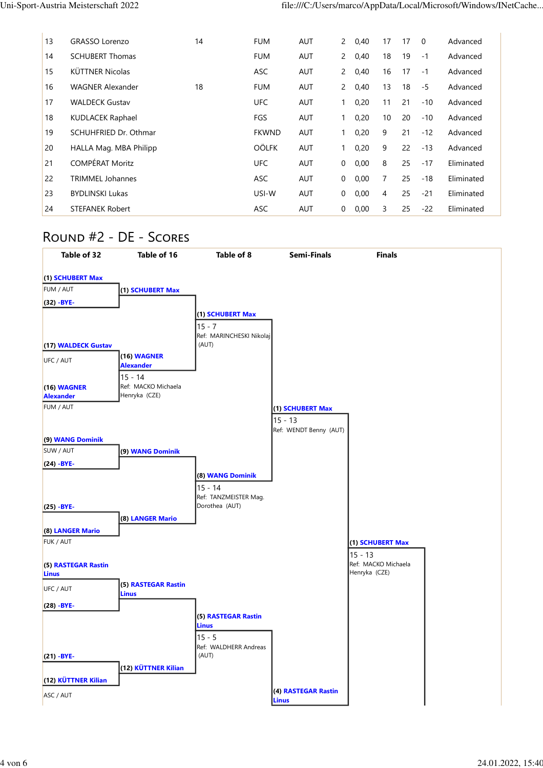| | | | | | | | | | | |
|---|---|---|---|---|---|---|---|---|---|---|
| 13 | GRASSO Lorenzo | 14 | FUM | AUT | 2 | 0,40 | 17 | 17 | 0 | Advanced |
| 14 | SCHUBERT Thomas | | FUM | AUT | 2 | 0,40 | 18 | 19 | -1 | Advanced |
| 15 | KÜTTNER Nicolas | | ASC | AUT | 2 | 0,40 | 16 | 17 | -1 | Advanced |
| 16 | WAGNER Alexander | 18 | FUM | AUT | 2 | 0,40 | 13 | 18 | -5 | Advanced |
| 17 | WALDECK Gustav | | UFC | AUT | 1 | 0,20 | 11 | 21 | -10 | Advanced |
| 18 | KUDLACEK Raphael | | FGS | AUT | 1 | 0,20 | 10 | 20 | -10 | Advanced |
| 19 | SCHUHFRIED Dr. Othmar | | FKWND | AUT | 1 | 0,20 | 9 | 21 | -12 | Advanced |
| 20 | HALLA Mag. MBA Philipp | | OÖLFK | AUT | 1 | 0,20 | 9 | 22 | -13 | Advanced |
| 21 | COMPÉRAT Moritz | | UFC | AUT | 0 | 0,00 | 8 | 25 | -17 | Eliminated |
| 22 | TRIMMEL Johannes | | ASC | AUT | 0 | 0,00 | 7 | 25 | -18 | Eliminated |
| 23 | BYDLINSKI Lukas | | USI-W | AUT | 0 | 0,00 | 4 | 25 | -21 | Eliminated |
| 24 | STEFANEK Robert | | ASC | AUT | 0 | 0,00 | 3 | 25 | -22 | Eliminated |

## Round #2 - DE - Scores

**Table of 32**

- (1) SCHUBERT Max — FUM / AUT
- (32) -BYE-
- (17) WALDECK Gustav — UFC / AUT
- (16) WAGNER Alexander — FUM / AUT
- (9) WANG Dominik — SUW / AUT
- (24) -BYE-
- (25) -BYE-
- (8) LANGER Mario — FUK / AUT
- (5) RASTEGAR Rastin Linus — UFC / AUT
- (28) -BYE-
- (21) -BYE-
- (12) KÜTTNER Kilian — ASC / AUT

**Table of 16**

- (1) SCHUBERT Max
- (16) WAGNER Alexander — 15 - 14, Ref: MACKO Michaela Henryka (CZE)
- (9) WANG Dominik
- (8) LANGER Mario
- (5) RASTEGAR Rastin Linus
- (12) KÜTTNER Kilian

**Table of 8**

- (1) SCHUBERT Max — 15 - 7, Ref: MARINCHESKI Nikolaj (AUT)
- (8) WANG Dominik — 15 - 14, Ref: TANZMEISTER Mag. Dorothea (AUT)
- (5) RASTEGAR Rastin Linus — 15 - 5, Ref: WALDHERR Andreas (AUT)

**Semi-Finals**

- (1) SCHUBERT Max — 15 - 13, Ref: WENDT Benny (AUT)
- (4) RASTEGAR Rastin Linus

**Finals**

- (1) SCHUBERT Max — 15 - 13, Ref: MACKO Michaela Henryka (CZE)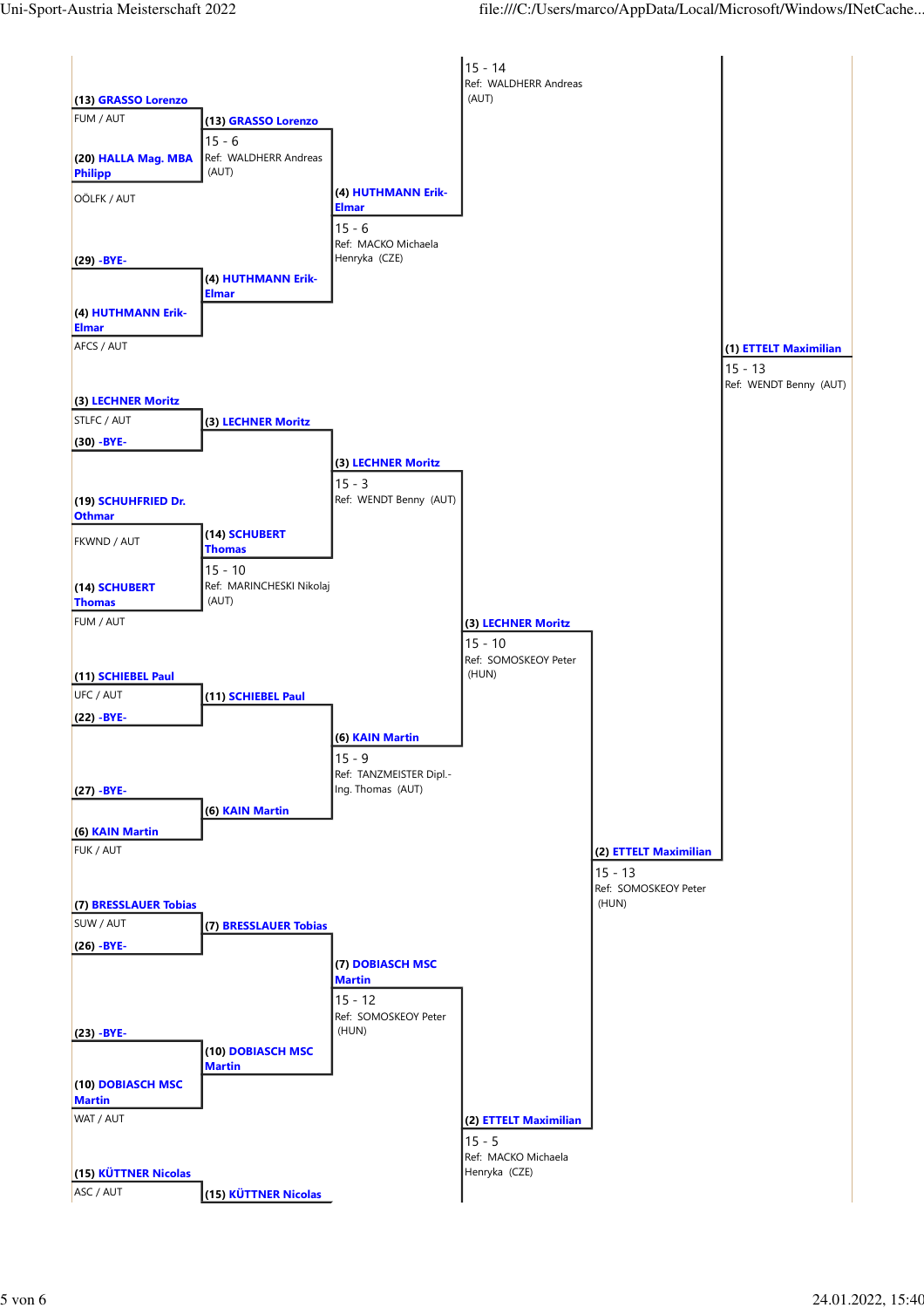**Tournament bracket**

**First round**

| Seed | Name | Club |
|---|---|---|
| (13) | GRASSO Lorenzo | FUM / AUT |
| (20) | HALLA Mag. MBA Philipp | OÖLFK / AUT |
| (29) | -BYE- | |
| (4) | HUTHMANN Erik-Elmar | AFCS / AUT |
| (3) | LECHNER Moritz | STLFC / AUT |
| (30) | -BYE- | |
| (19) | SCHUHFRIED Dr. Othmar | FKWND / AUT |
| (14) | SCHUBERT Thomas | FUM / AUT |
| (11) | SCHIEBEL Paul | UFC / AUT |
| (22) | -BYE- | |
| (27) | -BYE- | |
| (6) | KAIN Martin | FUK / AUT |
| (7) | BRESSLAUER Tobias | SUW / AUT |
| (26) | -BYE- | |
| (23) | -BYE- | |
| (10) | DOBIASCH MSC Martin | WAT / AUT |
| (15) | KÜTTNER Nicolas | ASC / AUT |

**Second round**

| Winner | Score | Referee |
|---|---|---|
| (13) GRASSO Lorenzo | 15 - 6 | WALDHERR Andreas (AUT) |
| (4) HUTHMANN Erik-Elmar | | |
| (3) LECHNER Moritz | | |
| (14) SCHUBERT Thomas | 15 - 10 | MARINCHESKI Nikolaj (AUT) |
| (11) SCHIEBEL Paul | | |
| (6) KAIN Martin | | |
| (7) BRESSLAUER Tobias | | |
| (10) DOBIASCH MSC Martin | | |
| (15) KÜTTNER Nicolas | | |

**Third round**

| Winner | Score | Referee |
|---|---|---|
| (4) HUTHMANN Erik-Elmar | 15 - 6 | MACKO Michaela Henryka (CZE) |
| (3) LECHNER Moritz | 15 - 3 | WENDT Benny (AUT) |
| (6) KAIN Martin | 15 - 9 | TANZMEISTER Dipl.-Ing. Thomas (AUT) |
| (7) DOBIASCH MSC Martin | 15 - 12 | SOMOSKEOY Peter (HUN) |

**Fourth round**

| Winner | Score | Referee |
|---|---|---|
| | 15 - 14 | WALDHERR Andreas (AUT) |
| (3) LECHNER Moritz | 15 - 10 | SOMOSKEOY Peter (HUN) |
| (2) ETTELT Maximilian | 15 - 5 | MACKO Michaela Henryka (CZE) |

**Fifth round**

| Winner | Score | Referee |
|---|---|---|
| (2) ETTELT Maximilian | 15 - 13 | SOMOSKEOY Peter (HUN) |

**Final**

| Winner | Score | Referee |
|---|---|---|
| (1) ETTELT Maximilian | 15 - 13 | WENDT Benny (AUT) |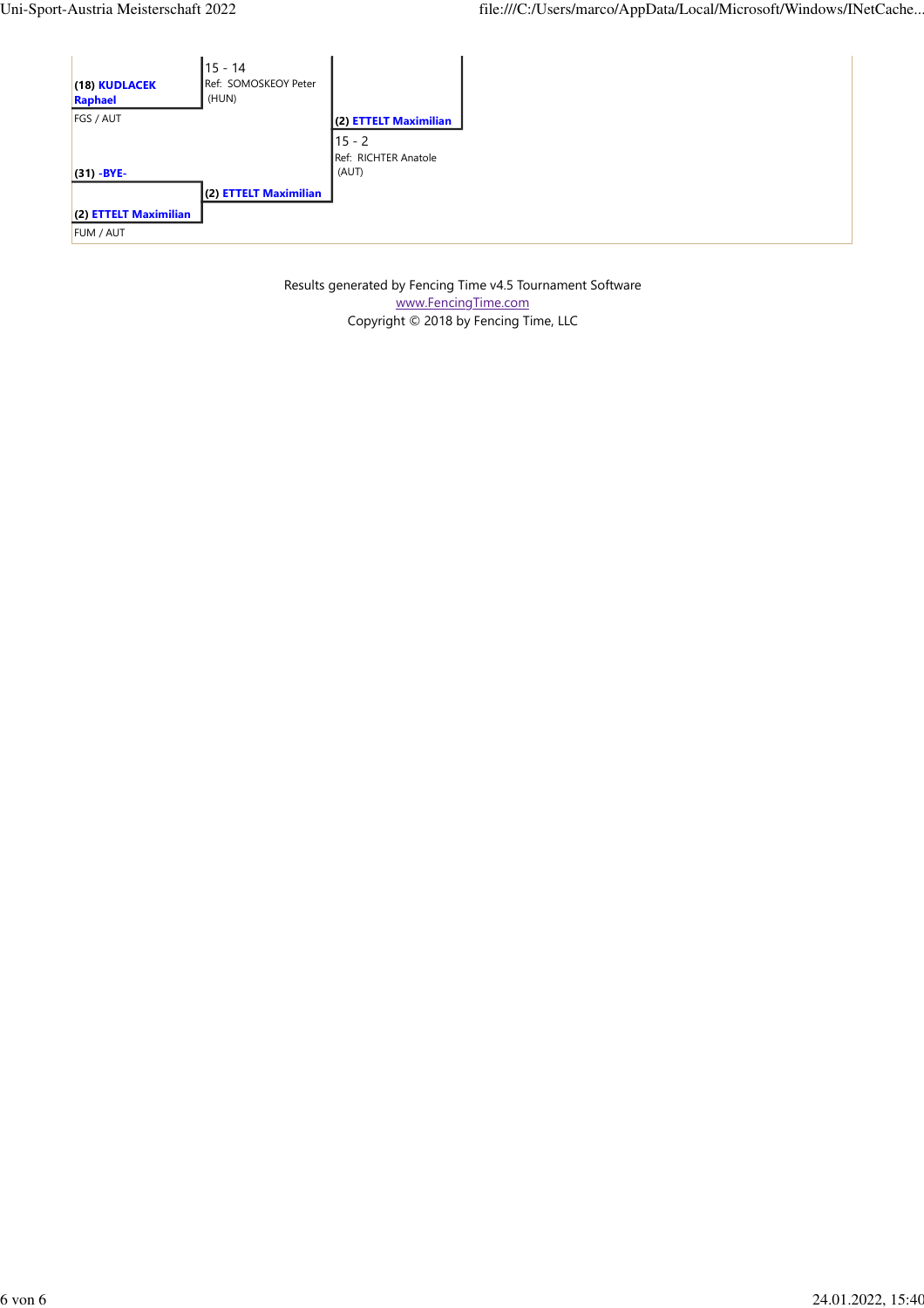(18) **KUDLACEK Raphael**
FGS / AUT

15 - 14
Ref: SOMOSKEOY Peter (HUN)

(2) **ETTELT Maximilian**

15 - 2
Ref: RICHTER Anatole (AUT)

(31) **-BYE-**

(2) **ETTELT Maximilian**

(2) **ETTELT Maximilian**
FUM / AUT

Results generated by Fencing Time v4.5 Tournament Software
www.FencingTime.com
Copyright © 2018 by Fencing Time, LLC